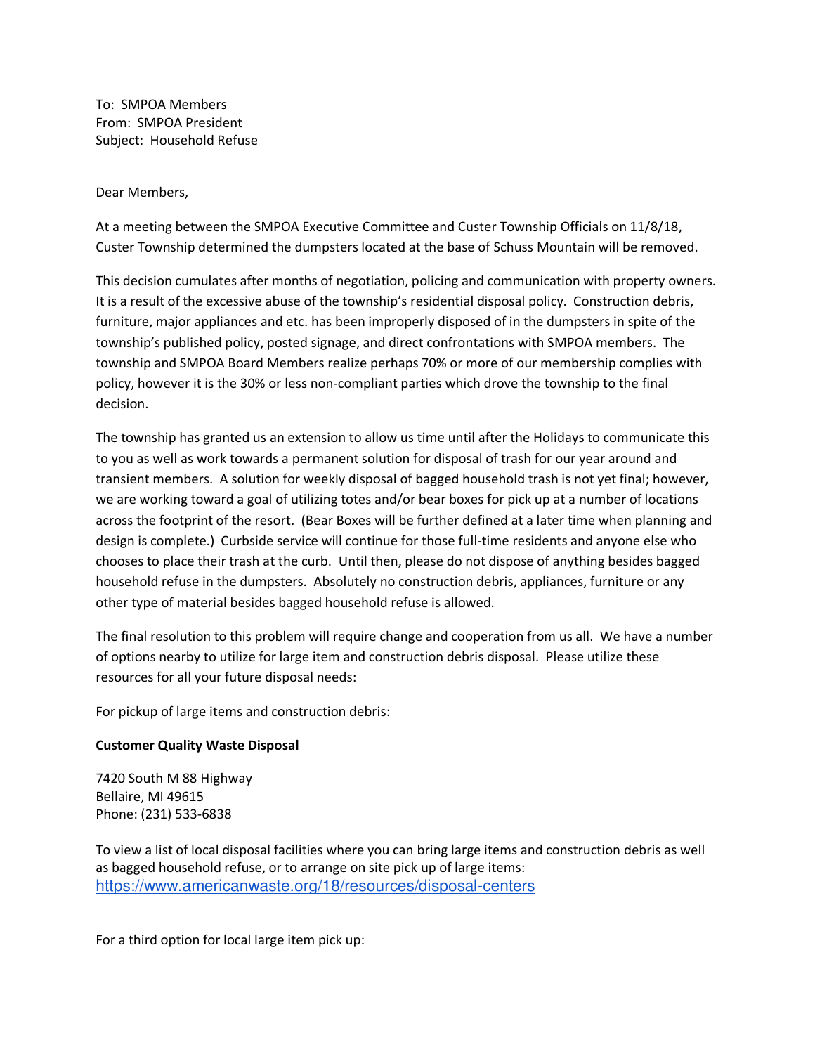To: SMPOA Members
From: SMPOA President
Subject: Household Refuse

Dear Members,

At a meeting between the SMPOA Executive Committee and Custer Township Officials on 11/8/18, Custer Township determined the dumpsters located at the base of Schuss Mountain will be removed.

This decision cumulates after months of negotiation, policing and communication with property owners. It is a result of the excessive abuse of the township's residential disposal policy. Construction debris, furniture, major appliances and etc. has been improperly disposed of in the dumpsters in spite of the township's published policy, posted signage, and direct confrontations with SMPOA members. The township and SMPOA Board Members realize perhaps 70% or more of our membership complies with policy, however it is the 30% or less non-compliant parties which drove the township to the final decision.

The township has granted us an extension to allow us time until after the Holidays to communicate this to you as well as work towards a permanent solution for disposal of trash for our year around and transient members. A solution for weekly disposal of bagged household trash is not yet final; however, we are working toward a goal of utilizing totes and/or bear boxes for pick up at a number of locations across the footprint of the resort. (Bear Boxes will be further defined at a later time when planning and design is complete.) Curbside service will continue for those full-time residents and anyone else who chooses to place their trash at the curb. Until then, please do not dispose of anything besides bagged household refuse in the dumpsters. Absolutely no construction debris, appliances, furniture or any other type of material besides bagged household refuse is allowed.

The final resolution to this problem will require change and cooperation from us all. We have a number of options nearby to utilize for large item and construction debris disposal. Please utilize these resources for all your future disposal needs:

For pickup of large items and construction debris:

**Customer Quality Waste Disposal**

7420 South M 88 Highway
Bellaire, MI 49615
Phone: (231) 533-6838

To view a list of local disposal facilities where you can bring large items and construction debris as well as bagged household refuse, or to arrange on site pick up of large items:
https://www.americanwaste.org/18/resources/disposal-centers

For a third option for local large item pick up: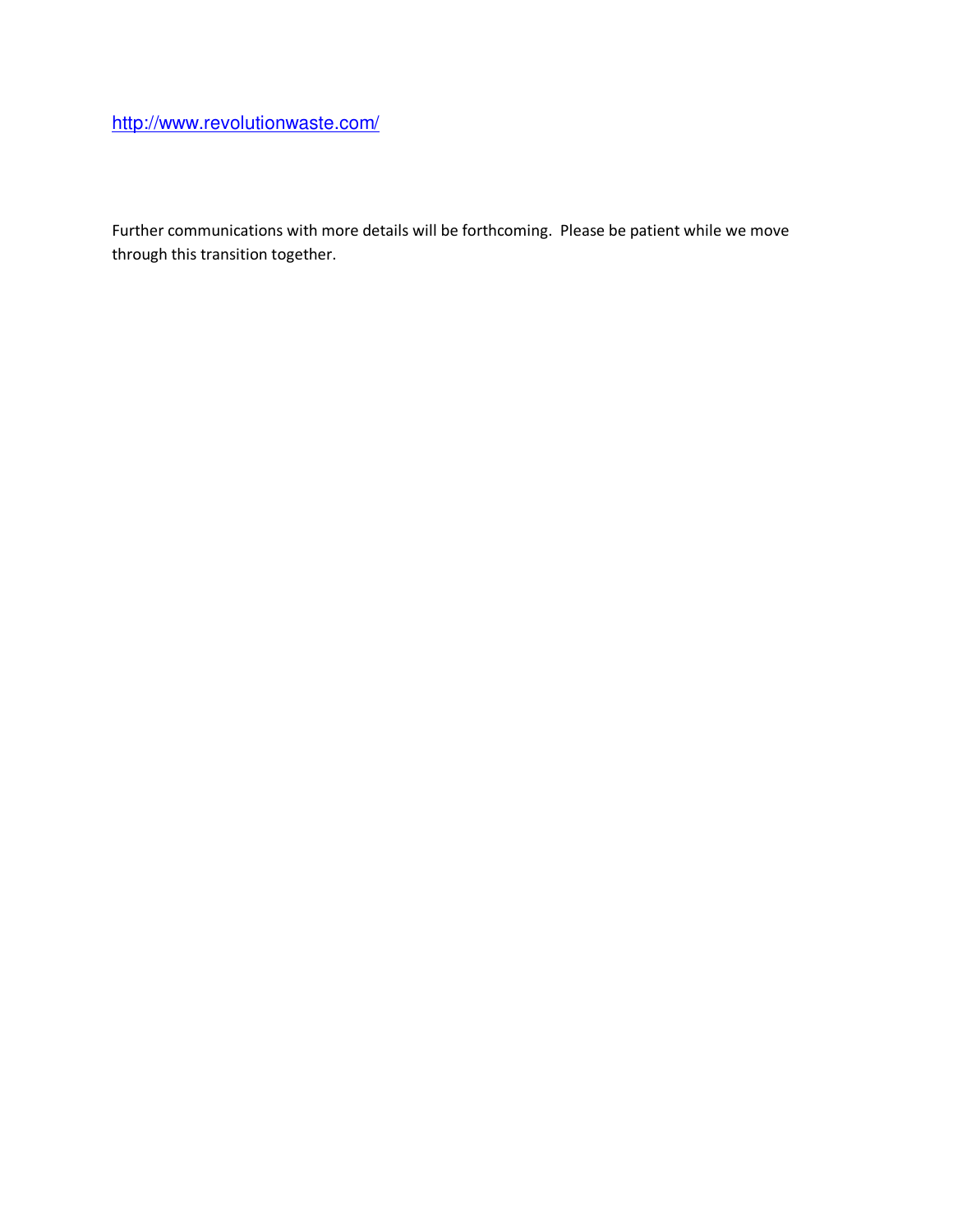[http://www.revolutionwaste.com/](http://www.revolutionwaste.com/)

Further communications with more details will be forthcoming. Please be patient while we move through this transition together.